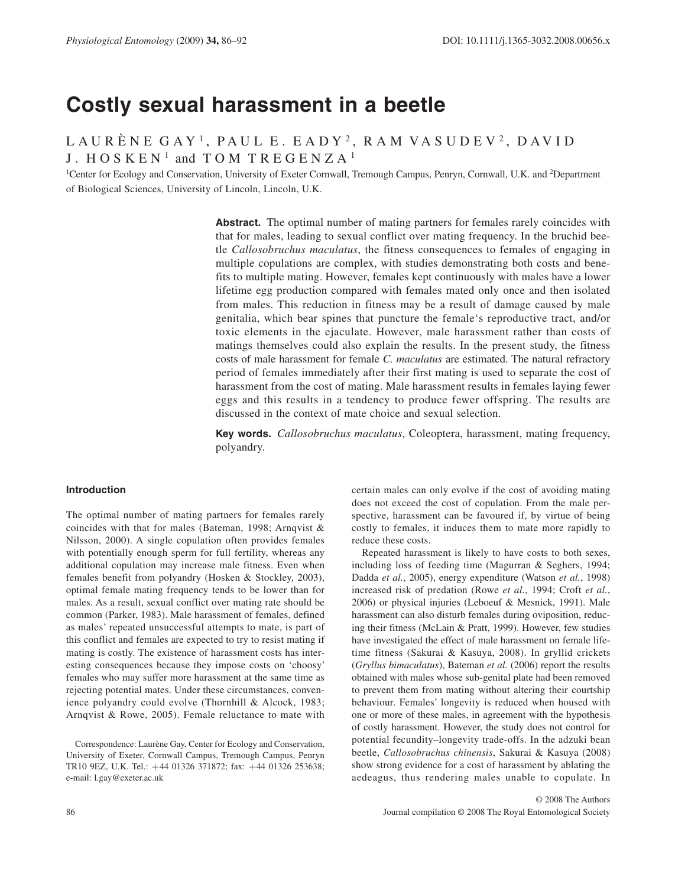# Costly sexual harassment in a beetle

LAURÈNE GAY[1], PAUL E. EADY[2], RAM VASUDEV[2], DAVID J. HOSKEN[1] and TOM TREGENZA[1]

[1]Center for Ecology and Conservation, University of Exeter Cornwall, Tremough Campus, Penryn, Cornwall, U.K. and [2]Department of Biological Sciences, University of Lincoln, Lincoln, U.K.

**Abstract.** The optimal number of mating partners for females rarely coincides with that for males, leading to sexual conflict over mating frequency. In the bruchid beetle *Callosobruchus maculatus*, the fitness consequences to females of engaging in multiple copulations are complex, with studies demonstrating both costs and benefits to multiple mating. However, females kept continuously with males have a lower lifetime egg production compared with females mated only once and then isolated from males. This reduction in fitness may be a result of damage caused by male genitalia, which bear spines that puncture the female's reproductive tract, and/or toxic elements in the ejaculate. However, male harassment rather than costs of matings themselves could also explain the results. In the present study, the fitness costs of male harassment for female *C. maculatus* are estimated. The natural refractory period of females immediately after their first mating is used to separate the cost of harassment from the cost of mating. Male harassment results in females laying fewer eggs and this results in a tendency to produce fewer offspring. The results are discussed in the context of mate choice and sexual selection.

**Key words.** *Callosobruchus maculatus*, Coleoptera, harassment, mating frequency, polyandry.

## Introduction

The optimal number of mating partners for females rarely coincides with that for males (Bateman, 1998; Arnqvist & Nilsson, 2000). A single copulation often provides females with potentially enough sperm for full fertility, whereas any additional copulation may increase male fitness. Even when females benefit from polyandry (Hosken & Stockley, 2003), optimal female mating frequency tends to be lower than for males. As a result, sexual conflict over mating rate should be common (Parker, 1983). Male harassment of females, defined as males' repeated unsuccessful attempts to mate, is part of this conflict and females are expected to try to resist mating if mating is costly. The existence of harassment costs has interesting consequences because they impose costs on 'choosy' females who may suffer more harassment at the same time as rejecting potential mates. Under these circumstances, convenience polyandry could evolve (Thornhill & Alcock, 1983; Arnqvist & Rowe, 2005). Female reluctance to mate with certain males can only evolve if the cost of avoiding mating does not exceed the cost of copulation. From the male perspective, harassment can be favoured if, by virtue of being costly to females, it induces them to mate more rapidly to reduce these costs.

Repeated harassment is likely to have costs to both sexes, including loss of feeding time (Magurran & Seghers, 1994; Dadda *et al.*, 2005), energy expenditure (Watson *et al.*, 1998) increased risk of predation (Rowe *et al.*, 1994; Croft *et al.*, 2006) or physical injuries (Leboeuf & Mesnick, 1991). Male harassment can also disturb females during oviposition, reducing their fitness (McLain & Pratt, 1999). However, few studies have investigated the effect of male harassment on female lifetime fitness (Sakurai & Kasuya, 2008). In gryllid crickets (*Gryllus bimaculatus*), Bateman *et al.* (2006) report the results obtained with males whose sub-genital plate had been removed to prevent them from mating without altering their courtship behaviour. Females' longevity is reduced when housed with one or more of these males, in agreement with the hypothesis of costly harassment. However, the study does not control for potential fecundity–longevity trade-offs. In the adzuki bean beetle, *Callosobruchus chinensis*, Sakurai & Kasuya (2008) show strong evidence for a cost of harassment by ablating the aedeagus, thus rendering males unable to copulate. In

Correspondence: Laurène Gay, Center for Ecology and Conservation, University of Exeter, Cornwall Campus, Tremough Campus, Penryn TR10 9EZ, U.K. Tel.: +44 01326 371872; fax: +44 01326 253638; e-mail: l.gay@exeter.ac.uk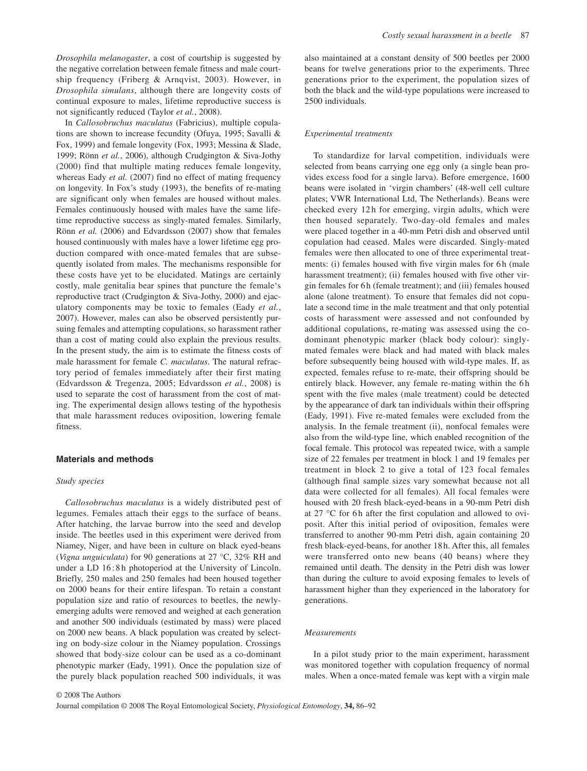*Drosophila melanogaster*, a cost of courtship is suggested by the negative correlation between female fitness and male courtship frequency (Friberg & Arnqvist, 2003). However, in *Drosophila simulans*, although there are longevity costs of continual exposure to males, lifetime reproductive success is not significantly reduced (Taylor *et al.*, 2008).

In *Callosobruchus maculatus* (Fabricius), multiple copulations are shown to increase fecundity (Ofuya, 1995; Savalli & Fox, 1999) and female longevity (Fox, 1993; Messina & Slade, 1999; Rönn *et al.*, 2006), although Crudgington & Siva-Jothy (2000) find that multiple mating reduces female longevity, whereas Eady *et al.* (2007) find no effect of mating frequency on longevity. In Fox's study (1993), the benefits of re-mating are significant only when females are housed without males. Females continuously housed with males have the same lifetime reproductive success as singly-mated females. Similarly, Rönn *et al.* (2006) and Edvardsson (2007) show that females housed continuously with males have a lower lifetime egg production compared with once-mated females that are subsequently isolated from males. The mechanisms responsible for these costs have yet to be elucidated. Matings are certainly costly, male genitalia bear spines that puncture the female's reproductive tract (Crudgington & Siva-Jothy, 2000) and ejaculatory components may be toxic to females (Eady *et al.*, 2007). However, males can also be observed persistently pursuing females and attempting copulations, so harassment rather than a cost of mating could also explain the previous results. In the present study, the aim is to estimate the fitness costs of male harassment for female *C. maculatus*. The natural refractory period of females immediately after their first mating (Edvardsson & Tregenza, 2005; Edvardsson *et al.*, 2008) is used to separate the cost of harassment from the cost of mating. The experimental design allows testing of the hypothesis that male harassment reduces oviposition, lowering female fitness.

## Materials and methods

### *Study species*

*Callosobruchus maculatus* is a widely distributed pest of legumes. Females attach their eggs to the surface of beans. After hatching, the larvae burrow into the seed and develop inside. The beetles used in this experiment were derived from Niamey, Niger, and have been in culture on black eyed-beans (*Vigna unguiculata*) for 90 generations at 27 °C, 32% RH and under a LD 16 : 8 h photoperiod at the University of Lincoln. Briefly, 250 males and 250 females had been housed together on 2000 beans for their entire lifespan. To retain a constant population size and ratio of resources to beetles, the newly-emerging adults were removed and weighed at each generation and another 500 individuals (estimated by mass) were placed on 2000 new beans. A black population was created by selecting on body-size colour in the Niamey population. Crossings showed that body-size colour can be used as a co-dominant phenotypic marker (Eady, 1991). Once the population size of the purely black population reached 500 individuals, it was also maintained at a constant density of 500 beetles per 2000 beans for twelve generations prior to the experiments. Three generations prior to the experiment, the population sizes of both the black and the wild-type populations were increased to 2500 individuals.

### *Experimental treatments*

To standardize for larval competition, individuals were selected from beans carrying one egg only (a single bean provides excess food for a single larva). Before emergence, 1600 beans were isolated in 'virgin chambers' (48-well cell culture plates; VWR International Ltd, The Netherlands). Beans were checked every 12 h for emerging, virgin adults, which were then housed separately. Two-day-old females and males were placed together in a 40-mm Petri dish and observed until copulation had ceased. Males were discarded. Singly-mated females were then allocated to one of three experimental treatments: (i) females housed with five virgin males for 6 h (male harassment treatment); (ii) females housed with five other virgin females for 6 h (female treatment); and (iii) females housed alone (alone treatment). To ensure that females did not copulate a second time in the male treatment and that only potential costs of harassment were assessed and not confounded by additional copulations, re-mating was assessed using the co-dominant phenotypic marker (black body colour): singly-mated females were black and had mated with black males before subsequently being housed with wild-type males. If, as expected, females refuse to re-mate, their offspring should be entirely black. However, any female re-mating within the 6 h spent with the five males (male treatment) could be detected by the appearance of dark tan individuals within their offspring (Eady, 1991). Five re-mated females were excluded from the analysis. In the female treatment (ii), nonfocal females were also from the wild-type line, which enabled recognition of the focal female. This protocol was repeated twice, with a sample size of 22 females per treatment in block 1 and 19 females per treatment in block 2 to give a total of 123 focal females (although final sample sizes vary somewhat because not all data were collected for all females). All focal females were housed with 20 fresh black-eyed-beans in a 90-mm Petri dish at 27 °C for 6 h after the first copulation and allowed to oviposit. After this initial period of oviposition, females were transferred to another 90-mm Petri dish, again containing 20 fresh black-eyed-beans, for another 18 h. After this, all females were transferred onto new beans (40 beans) where they remained until death. The density in the Petri dish was lower than during the culture to avoid exposing females to levels of harassment higher than they experienced in the laboratory for generations.

### *Measurements*

In a pilot study prior to the main experiment, harassment was monitored together with copulation frequency of normal males. When a once-mated female was kept with a virgin male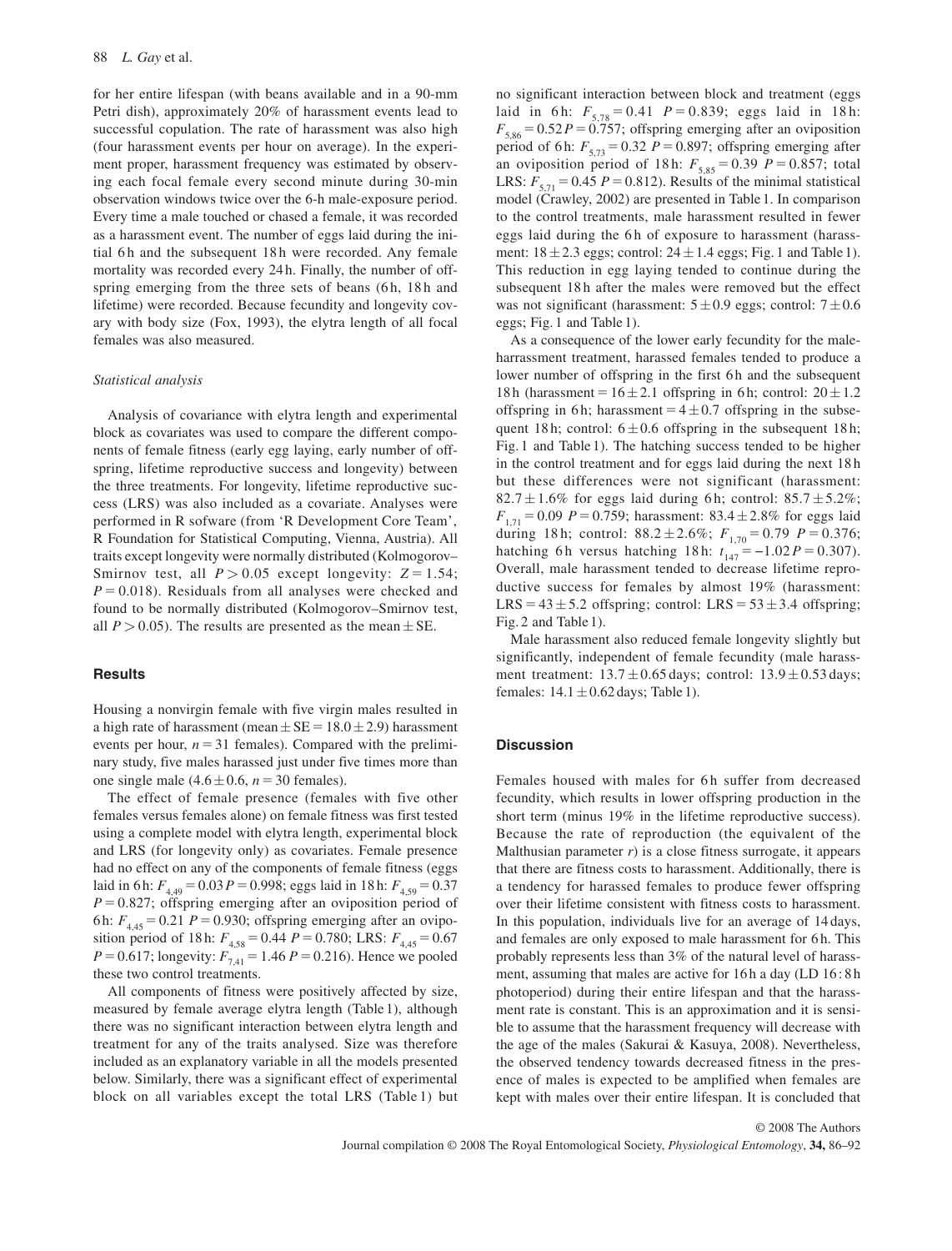for her entire lifespan (with beans available and in a 90-mm Petri dish), approximately 20% of harassment events lead to successful copulation. The rate of harassment was also high (four harassment events per hour on average). In the experiment proper, harassment frequency was estimated by observing each focal female every second minute during 30-min observation windows twice over the 6-h male-exposure period. Every time a male touched or chased a female, it was recorded as a harassment event. The number of eggs laid during the initial 6 h and the subsequent 18 h were recorded. Any female mortality was recorded every 24 h. Finally, the number of offspring emerging from the three sets of beans (6 h, 18 h and lifetime) were recorded. Because fecundity and longevity covary with body size (Fox, 1993), the elytra length of all focal females was also measured.

### Statistical analysis

Analysis of covariance with elytra length and experimental block as covariates was used to compare the different components of female fitness (early egg laying, early number of offspring, lifetime reproductive success and longevity) between the three treatments. For longevity, lifetime reproductive success (LRS) was also included as a covariate. Analyses were performed in R sofware (from 'R Development Core Team', R Foundation for Statistical Computing, Vienna, Austria). All traits except longevity were normally distributed (Kolmogorov–Smirnov test, all $P > 0.05$ except longevity: $Z = 1.54$; $P = 0.018$). Residuals from all analyses were checked and found to be normally distributed (Kolmogorov–Smirnov test, all $P > 0.05$). The results are presented as the mean ± SE.

## Results

Housing a nonvirgin female with five virgin males resulted in a high rate of harassment (mean ± SE = 18.0 ± 2.9) harassment events per hour, $n = 31$ females). Compared with the preliminary study, five males harassed just under five times more than one single male (4.6 ± 0.6, $n = 30$ females).

The effect of female presence (females with five other females versus females alone) on female fitness was first tested using a complete model with elytra length, experimental block and LRS (for longevity only) as covariates. Female presence had no effect on any of the components of female fitness (eggs laid in 6 h: $F_{4,49} = 0.03$ $P = 0.998$; eggs laid in 18 h: $F_{4,59} = 0.37$ $P = 0.827$; offspring emerging after an oviposition period of 6 h: $F_{4,45} = 0.21$ $P = 0.930$; offspring emerging after an oviposition period of 18 h: $F_{4,58} = 0.44$ $P = 0.780$; LRS: $F_{4,45} = 0.67$ $P = 0.617$; longevity: $F_{7,41} = 1.46$ $P = 0.216$). Hence we pooled these two control treatments.

All components of fitness were positively affected by size, measured by female average elytra length (Table 1), although there was no significant interaction between elytra length and treatment for any of the traits analysed. Size was therefore included as an explanatory variable in all the models presented below. Similarly, there was a significant effect of experimental block on all variables except the total LRS (Table 1) but no significant interaction between block and treatment (eggs laid in 6 h: $F_{5,78} = 0.41$ $P = 0.839$; eggs laid in 18 h: $F_{5,86} = 0.52$ $P = 0.757$; offspring emerging after an oviposition period of 6 h: $F_{5,73} = 0.32$ $P = 0.897$; offspring emerging after an oviposition period of 18 h: $F_{5,85} = 0.39$ $P = 0.857$; total LRS: $F_{5,71} = 0.45$ $P = 0.812$). Results of the minimal statistical model (Crawley, 2002) are presented in Table 1. In comparison to the control treatments, male harassment resulted in fewer eggs laid during the 6 h of exposure to harassment (harassment: 18 ± 2.3 eggs; control: 24 ± 1.4 eggs; Fig. 1 and Table 1). This reduction in egg laying tended to continue during the subsequent 18 h after the males were removed but the effect was not significant (harassment: 5 ± 0.9 eggs; control: 7 ± 0.6 eggs; Fig. 1 and Table 1).

As a consequence of the lower early fecundity for the male-harassment treatment, harassed females tended to produce a lower number of offspring in the first 6 h and the subsequent 18 h (harassment = 16 ± 2.1 offspring in 6 h; control: 20 ± 1.2 offspring in 6 h; harassment = 4 ± 0.7 offspring in the subsequent 18 h; control: 6 ± 0.6 offspring in the subsequent 18 h; Fig. 1 and Table 1). The hatching success tended to be higher in the control treatment and for eggs laid during the next 18 h but these differences were not significant (harassment: 82.7 ± 1.6% for eggs laid during 6 h; control: 85.7 ± 5.2%; $F_{1,71} = 0.09$ $P = 0.759$; harassment: 83.4 ± 2.8% for eggs laid during 18 h; control: 88.2 ± 2.6%; $F_{1,70} = 0.79$ $P = 0.376$; hatching 6 h versus hatching 18 h: $t_{147} = -1.02$ $P = 0.307$). Overall, male harassment tended to decrease lifetime reproductive success for females by almost 19% (harassment: LRS = 43 ± 5.2 offspring; control: LRS = 53 ± 3.4 offspring; Fig. 2 and Table 1).

Male harassment also reduced female longevity slightly but significantly, independent of female fecundity (male harassment treatment: 13.7 ± 0.65 days; control: 13.9 ± 0.53 days; females: 14.1 ± 0.62 days; Table 1).

## Discussion

Females housed with males for 6 h suffer from decreased fecundity, which results in lower offspring production in the short term (minus 19% in the lifetime reproductive success). Because the rate of reproduction (the equivalent of the Malthusian parameter $r$) is a close fitness surrogate, it appears that there are fitness costs to harassment. Additionally, there is a tendency for harassed females to produce fewer offspring over their lifetime consistent with fitness costs to harassment. In this population, individuals live for an average of 14 days, and females are only exposed to male harassment for 6 h. This probably represents less than 3% of the natural level of harassment, assuming that males are active for 16 h a day (LD 16 : 8 h photoperiod) during their entire lifespan and that the harassment rate is constant. This is an approximation and it is sensible to assume that the harassment frequency will decrease with the age of the males (Sakurai & Kasuya, 2008). Nevertheless, the observed tendency towards decreased fitness in the presence of males is expected to be amplified when females are kept with males over their entire lifespan. It is concluded that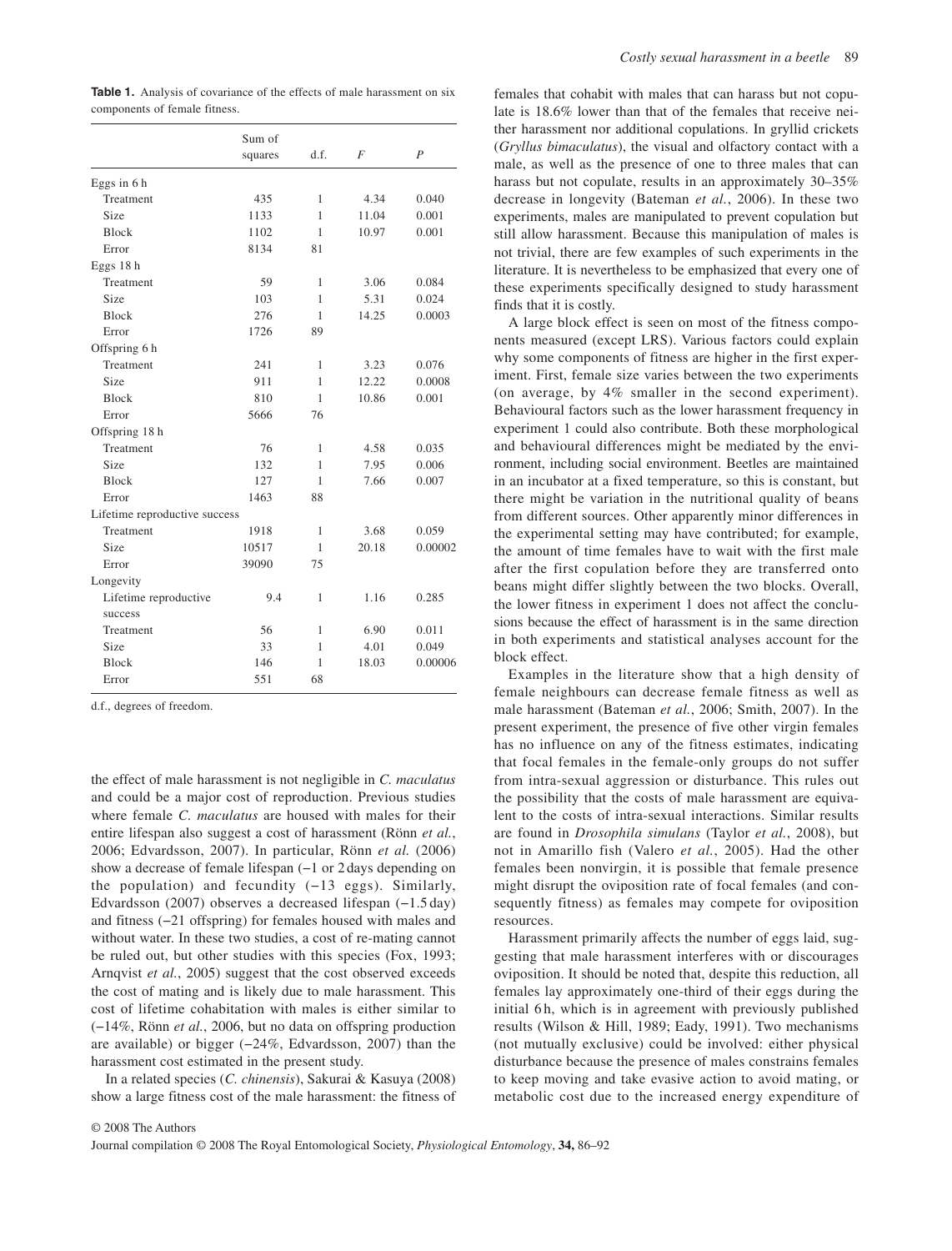**Table 1.** Analysis of covariance of the effects of male harassment on six components of female fitness.

| | Sum of squares | d.f. | $F$ | $P$ |
|---|---|---|---|---|
| Eggs in 6 h | | | | |
| Treatment | 435 | 1 | 4.34 | 0.040 |
| Size | 1133 | 1 | 11.04 | 0.001 |
| Block | 1102 | 1 | 10.97 | 0.001 |
| Error | 8134 | 81 | | |
| Eggs 18 h | | | | |
| Treatment | 59 | 1 | 3.06 | 0.084 |
| Size | 103 | 1 | 5.31 | 0.024 |
| Block | 276 | 1 | 14.25 | 0.0003 |
| Error | 1726 | 89 | | |
| Offspring 6 h | | | | |
| Treatment | 241 | 1 | 3.23 | 0.076 |
| Size | 911 | 1 | 12.22 | 0.0008 |
| Block | 810 | 1 | 10.86 | 0.001 |
| Error | 5666 | 76 | | |
| Offspring 18 h | | | | |
| Treatment | 76 | 1 | 4.58 | 0.035 |
| Size | 132 | 1 | 7.95 | 0.006 |
| Block | 127 | 1 | 7.66 | 0.007 |
| Error | 1463 | 88 | | |
| Lifetime reproductive success | | | | |
| Treatment | 1918 | 1 | 3.68 | 0.059 |
| Size | 10517 | 1 | 20.18 | 0.00002 |
| Error | 39090 | 75 | | |
| Longevity | | | | |
| Lifetime reproductive success | 9.4 | 1 | 1.16 | 0.285 |
| Treatment | 56 | 1 | 6.90 | 0.011 |
| Size | 33 | 1 | 4.01 | 0.049 |
| Block | 146 | 1 | 18.03 | 0.00006 |
| Error | 551 | 68 | | |

d.f., degrees of freedom.

the effect of male harassment is not negligible in *C. maculatus* and could be a major cost of reproduction. Previous studies where female *C. maculatus* are housed with males for their entire lifespan also suggest a cost of harassment (Rönn *et al.*, 2006; Edvardsson, 2007). In particular, Rönn *et al.* (2006) show a decrease of female lifespan (−1 or 2 days depending on the population) and fecundity (−13 eggs). Similarly, Edvardsson (2007) observes a decreased lifespan (−1.5 day) and fitness (−21 offspring) for females housed with males and without water. In these two studies, a cost of re-mating cannot be ruled out, but other studies with this species (Fox, 1993; Arnqvist *et al.*, 2005) suggest that the cost observed exceeds the cost of mating and is likely due to male harassment. This cost of lifetime cohabitation with males is either similar to (−14%, Rönn *et al.*, 2006, but no data on offspring production are available) or bigger (−24%, Edvardsson, 2007) than the harassment cost estimated in the present study.

In a related species (*C. chinensis*), Sakurai & Kasuya (2008) show a large fitness cost of the male harassment: the fitness of females that cohabit with males that can harass but not copulate is 18.6% lower than that of the females that receive neither harassment nor additional copulations. In gryllid crickets (*Gryllus bimaculatus*), the visual and olfactory contact with a male, as well as the presence of one to three males that can harass but not copulate, results in an approximately 30–35% decrease in longevity (Bateman *et al.*, 2006). In these two experiments, males are manipulated to prevent copulation but still allow harassment. Because this manipulation of males is not trivial, there are few examples of such experiments in the literature. It is nevertheless to be emphasized that every one of these experiments specifically designed to study harassment finds that it is costly.

A large block effect is seen on most of the fitness components measured (except LRS). Various factors could explain why some components of fitness are higher in the first experiment. First, female size varies between the two experiments (on average, by 4% smaller in the second experiment). Behavioural factors such as the lower harassment frequency in experiment 1 could also contribute. Both these morphological and behavioural differences might be mediated by the environment, including social environment. Beetles are maintained in an incubator at a fixed temperature, so this is constant, but there might be variation in the nutritional quality of beans from different sources. Other apparently minor differences in the experimental setting may have contributed; for example, the amount of time females have to wait with the first male after the first copulation before they are transferred onto beans might differ slightly between the two blocks. Overall, the lower fitness in experiment 1 does not affect the conclusions because the effect of harassment is in the same direction in both experiments and statistical analyses account for the block effect.

Examples in the literature show that a high density of female neighbours can decrease female fitness as well as male harassment (Bateman *et al.*, 2006; Smith, 2007). In the present experiment, the presence of five other virgin females has no influence on any of the fitness estimates, indicating that focal females in the female-only groups do not suffer from intra-sexual aggression or disturbance. This rules out the possibility that the costs of male harassment are equivalent to the costs of intra-sexual interactions. Similar results are found in *Drosophila simulans* (Taylor *et al.*, 2008), but not in Amarillo fish (Valero *et al.*, 2005). Had the other females been nonvirgin, it is possible that female presence might disrupt the oviposition rate of focal females (and consequently fitness) as females may compete for oviposition resources.

Harassment primarily affects the number of eggs laid, suggesting that male harassment interferes with or discourages oviposition. It should be noted that, despite this reduction, all females lay approximately one-third of their eggs during the initial 6 h, which is in agreement with previously published results (Wilson & Hill, 1989; Eady, 1991). Two mechanisms (not mutually exclusive) could be involved: either physical disturbance because the presence of males constrains females to keep moving and take evasive action to avoid mating, or metabolic cost due to the increased energy expenditure of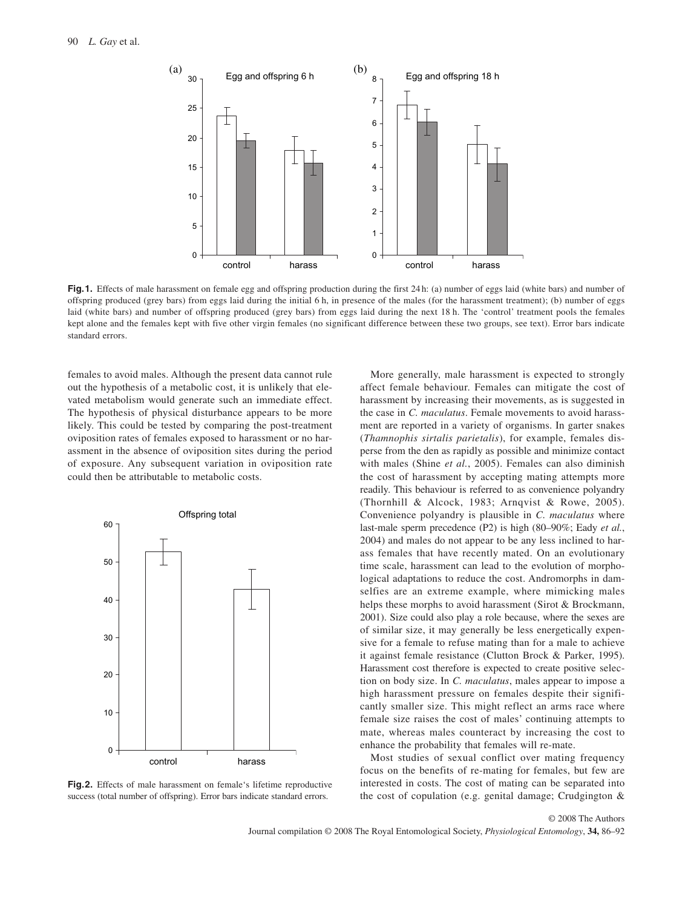**Fig.1.** Effects of male harassment on female egg and offspring production during the first 24 h: (a) number of eggs laid (white bars) and number of offspring produced (grey bars) from eggs laid during the initial 6 h, in presence of the males (for the harassment treatment); (b) number of eggs laid (white bars) and number of offspring produced (grey bars) from eggs laid during the next 18 h. The 'control' treatment pools the females kept alone and the females kept with five other virgin females (no significant difference between these two groups, see text). Error bars indicate standard errors.

females to avoid males. Although the present data cannot rule out the hypothesis of a metabolic cost, it is unlikely that elevated metabolism would generate such an immediate effect. The hypothesis of physical disturbance appears to be more likely. This could be tested by comparing the post-treatment oviposition rates of females exposed to harassment or no harassment in the absence of oviposition sites during the period of exposure. Any subsequent variation in oviposition rate could then be attributable to metabolic costs.

**Fig.2.** Effects of male harassment on female's lifetime reproductive success (total number of offspring). Error bars indicate standard errors.

More generally, male harassment is expected to strongly affect female behaviour. Females can mitigate the cost of harassment by increasing their movements, as is suggested in the case in *C. maculatus*. Female movements to avoid harassment are reported in a variety of organisms. In garter snakes (*Thamnophis sirtalis parietalis*), for example, females disperse from the den as rapidly as possible and minimize contact with males (Shine *et al.*, 2005). Females can also diminish the cost of harassment by accepting mating attempts more readily. This behaviour is referred to as convenience polyandry (Thornhill & Alcock, 1983; Arnqvist & Rowe, 2005). Convenience polyandry is plausible in *C. maculatus* where last-male sperm precedence (P2) is high (80–90%; Eady *et al.*, 2004) and males do not appear to be any less inclined to harass females that have recently mated. On an evolutionary time scale, harassment can lead to the evolution of morphological adaptations to reduce the cost. Andromorphs in damselfies are an extreme example, where mimicking males helps these morphs to avoid harassment (Sirot & Brockmann, 2001). Size could also play a role because, where the sexes are of similar size, it may generally be less energetically expensive for a female to refuse mating than for a male to achieve it against female resistance (Clutton Brock & Parker, 1995). Harassment cost therefore is expected to create positive selection on body size. In *C. maculatus*, males appear to impose a high harassment pressure on females despite their significantly smaller size. This might reflect an arms race where female size raises the cost of males' continuing attempts to mate, whereas males counteract by increasing the cost to enhance the probability that females will re-mate.

Most studies of sexual conflict over mating frequency focus on the benefits of re-mating for females, but few are interested in costs. The cost of mating can be separated into the cost of copulation (e.g. genital damage; Crudgington &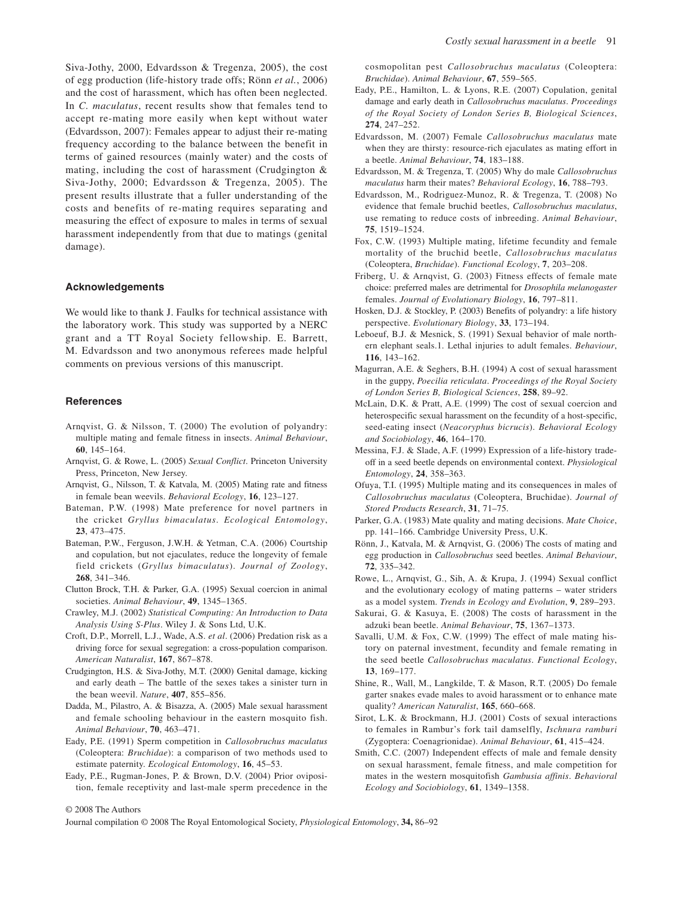Siva-Jothy, 2000, Edvardsson & Tregenza, 2005), the cost of egg production (life-history trade offs; Rönn *et al.*, 2006) and the cost of harassment, which has often been neglected. In *C. maculatus*, recent results show that females tend to accept re-mating more easily when kept without water (Edvardsson, 2007): Females appear to adjust their re-mating frequency according to the balance between the benefit in terms of gained resources (mainly water) and the costs of mating, including the cost of harassment (Crudgington & Siva-Jothy, 2000; Edvardsson & Tregenza, 2005). The present results illustrate that a fuller understanding of the costs and benefits of re-mating requires separating and measuring the effect of exposure to males in terms of sexual harassment independently from that due to matings (genital damage).

## Acknowledgements

We would like to thank J. Faulks for technical assistance with the laboratory work. This study was supported by a NERC grant and a TT Royal Society fellowship. E. Barrett, M. Edvardsson and two anonymous referees made helpful comments on previous versions of this manuscript.

## References

Arnqvist, G. & Nilsson, T. (2000) The evolution of polyandry: multiple mating and female fitness in insects. *Animal Behaviour*, **60**, 145–164.

Arnqvist, G. & Rowe, L. (2005) *Sexual Conflict*. Princeton University Press, Princeton, New Jersey.

Arnqvist, G., Nilsson, T. & Katvala, M. (2005) Mating rate and fitness in female bean weevils. *Behavioral Ecology*, **16**, 123–127.

Bateman, P.W. (1998) Mate preference for novel partners in the cricket *Gryllus bimaculatus*. *Ecological Entomology*, **23**, 473–475.

Bateman, P.W., Ferguson, J.W.H. & Yetman, C.A. (2006) Courtship and copulation, but not ejaculates, reduce the longevity of female field crickets (*Gryllus bimaculatus*). *Journal of Zoology*, **268**, 341–346.

Clutton Brock, T.H. & Parker, G.A. (1995) Sexual coercion in animal societies. *Animal Behaviour*, **49**, 1345–1365.

Crawley, M.J. (2002) *Statistical Computing: An Introduction to Data Analysis Using S-Plus*. Wiley J. & Sons Ltd, U.K.

Croft, D.P., Morrell, L.J., Wade, A.S. *et al*. (2006) Predation risk as a driving force for sexual segregation: a cross-population comparison. *American Naturalist*, **167**, 867–878.

Crudgington, H.S. & Siva-Jothy, M.T. (2000) Genital damage, kicking and early death – The battle of the sexes takes a sinister turn in the bean weevil. *Nature*, **407**, 855–856.

Dadda, M., Pilastro, A. & Bisazza, A. (2005) Male sexual harassment and female schooling behaviour in the eastern mosquito fish. *Animal Behaviour*, **70**, 463–471.

Eady, P.E. (1991) Sperm competition in *Callosobruchus maculatus* (Coleoptera: *Bruchidae*): a comparison of two methods used to estimate paternity. *Ecological Entomology*, **16**, 45–53.

Eady, P.E., Rugman-Jones, P. & Brown, D.V. (2004) Prior oviposition, female receptivity and last-male sperm precedence in the cosmopolitan pest *Callosobruchus maculatus* (Coleoptera: *Bruchidae*). *Animal Behaviour*, **67**, 559–565.

Eady, P.E., Hamilton, L. & Lyons, R.E. (2007) Copulation, genital damage and early death in *Callosobruchus maculatus*. *Proceedings of the Royal Society of London Series B, Biological Sciences*, **274**, 247–252.

Edvardsson, M. (2007) Female *Callosobruchus maculatus* mate when they are thirsty: resource-rich ejaculates as mating effort in a beetle. *Animal Behaviour*, **74**, 183–188.

Edvardsson, M. & Tregenza, T. (2005) Why do male *Callosobruchus maculatus* harm their mates? *Behavioral Ecology*, **16**, 788–793.

Edvardsson, M., Rodriguez-Munoz, R. & Tregenza, T. (2008) No evidence that female bruchid beetles, *Callosobruchus maculatus*, use remating to reduce costs of inbreeding. *Animal Behaviour*, **75**, 1519–1524.

Fox, C.W. (1993) Multiple mating, lifetime fecundity and female mortality of the bruchid beetle, *Callosobruchus maculatus* (Coleoptera, *Bruchidae*). *Functional Ecology*, **7**, 203–208.

Friberg, U. & Arnqvist, G. (2003) Fitness effects of female mate choice: preferred males are detrimental for *Drosophila melanogaster* females. *Journal of Evolutionary Biology*, **16**, 797–811.

Hosken, D.J. & Stockley, P. (2003) Benefits of polyandry: a life history perspective. *Evolutionary Biology*, **33**, 173–194.

Leboeuf, B.J. & Mesnick, S. (1991) Sexual behavior of male northern elephant seals.1. Lethal injuries to adult females. *Behaviour*, **116**, 143–162.

Magurran, A.E. & Seghers, B.H. (1994) A cost of sexual harassment in the guppy, *Poecilia reticulata*. *Proceedings of the Royal Society of London Series B, Biological Sciences*, **258**, 89–92.

McLain, D.K. & Pratt, A.E. (1999) The cost of sexual coercion and heterospecific sexual harassment on the fecundity of a host-specific, seed-eating insect (*Neacoryphus bicrucis*). *Behavioral Ecology and Sociobiology*, **46**, 164–170.

Messina, F.J. & Slade, A.F. (1999) Expression of a life-history tradeoff in a seed beetle depends on environmental context. *Physiological Entomology*, **24**, 358–363.

Ofuya, T.I. (1995) Multiple mating and its consequences in males of *Callosobruchus maculatus* (Coleoptera, Bruchidae). *Journal of Stored Products Research*, **31**, 71–75.

Parker, G.A. (1983) Mate quality and mating decisions. *Mate Choice*, pp. 141–166. Cambridge University Press, U.K.

Rönn, J., Katvala, M. & Arnqvist, G. (2006) The costs of mating and egg production in *Callosobruchus* seed beetles. *Animal Behaviour*, **72**, 335–342.

Rowe, L., Arnqvist, G., Sih, A. & Krupa, J. (1994) Sexual conflict and the evolutionary ecology of mating patterns – water striders as a model system. *Trends in Ecology and Evolution*, **9**, 289–293.

Sakurai, G. & Kasuya, E. (2008) The costs of harassment in the adzuki bean beetle. *Animal Behaviour*, **75**, 1367–1373.

Savalli, U.M. & Fox, C.W. (1999) The effect of male mating history on paternal investment, fecundity and female remating in the seed beetle *Callosobruchus maculatus*. *Functional Ecology*, **13**, 169–177.

Shine, R., Wall, M., Langkilde, T. & Mason, R.T. (2005) Do female garter snakes evade males to avoid harassment or to enhance mate quality? *American Naturalist*, **165**, 660–668.

Sirot, L.K. & Brockmann, H.J. (2001) Costs of sexual interactions to females in Rambur's fork tail damselfly, *Ischnura ramburi* (Zygoptera: Coenagrionidae). *Animal Behaviour*, **61**, 415–424.

Smith, C.C. (2007) Independent effects of male and female density on sexual harassment, female fitness, and male competition for mates in the western mosquitofish *Gambusia affinis*. *Behavioral Ecology and Sociobiology*, **61**, 1349–1358.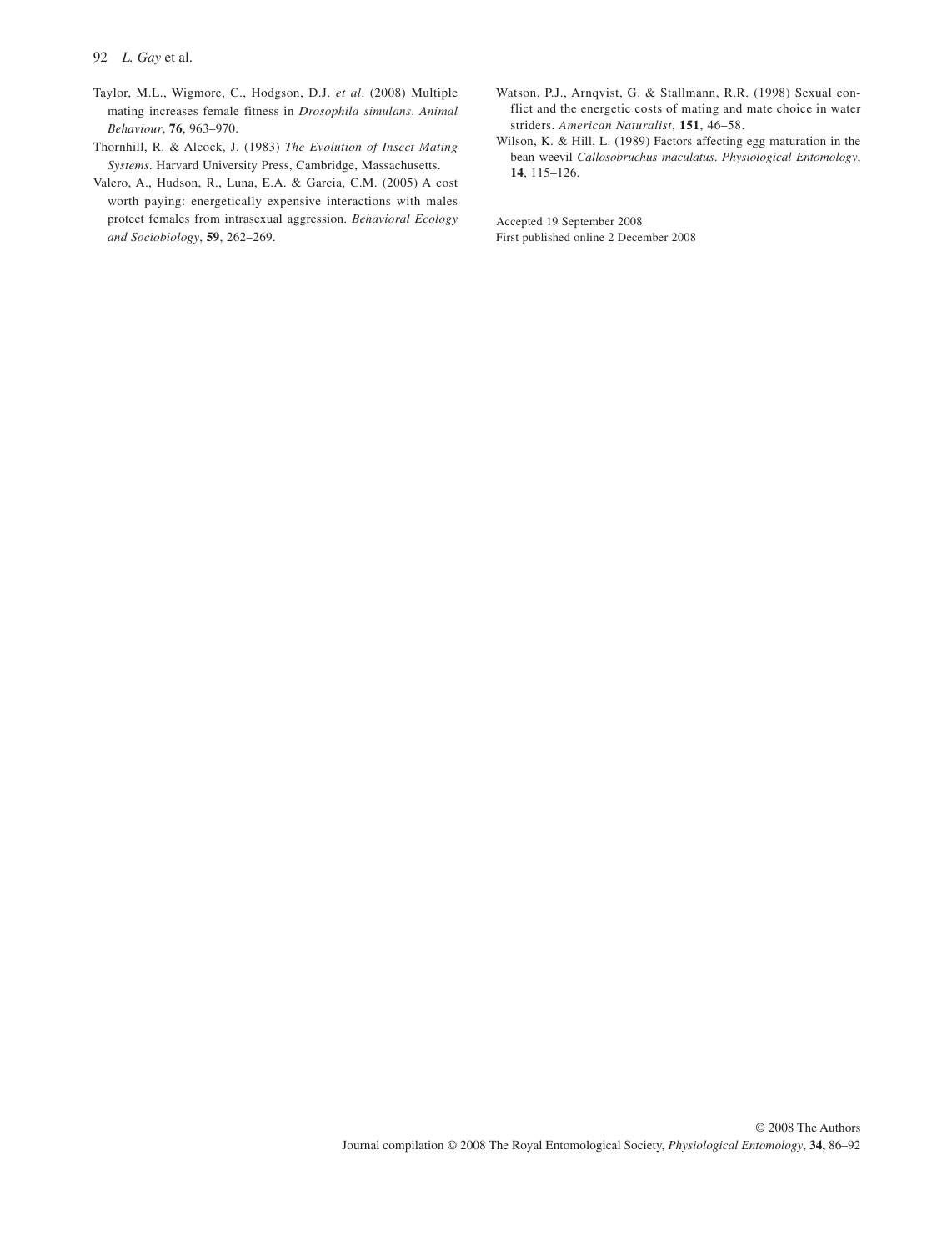Taylor, M.L., Wigmore, C., Hodgson, D.J. *et al*. (2008) Multiple mating increases female fitness in *Drosophila simulans*. *Animal Behaviour*, **76**, 963–970.

Thornhill, R. & Alcock, J. (1983) *The Evolution of Insect Mating Systems*. Harvard University Press, Cambridge, Massachusetts.

Valero, A., Hudson, R., Luna, E.A. & Garcia, C.M. (2005) A cost worth paying: energetically expensive interactions with males protect females from intrasexual aggression. *Behavioral Ecology and Sociobiology*, **59**, 262–269.

Watson, P.J., Arnqvist, G. & Stallmann, R.R. (1998) Sexual conflict and the energetic costs of mating and mate choice in water striders. *American Naturalist*, **151**, 46–58.

Wilson, K. & Hill, L. (1989) Factors affecting egg maturation in the bean weevil *Callosobruchus maculatus*. *Physiological Entomology*, **14**, 115–126.

Accepted 19 September 2008
First published online 2 December 2008